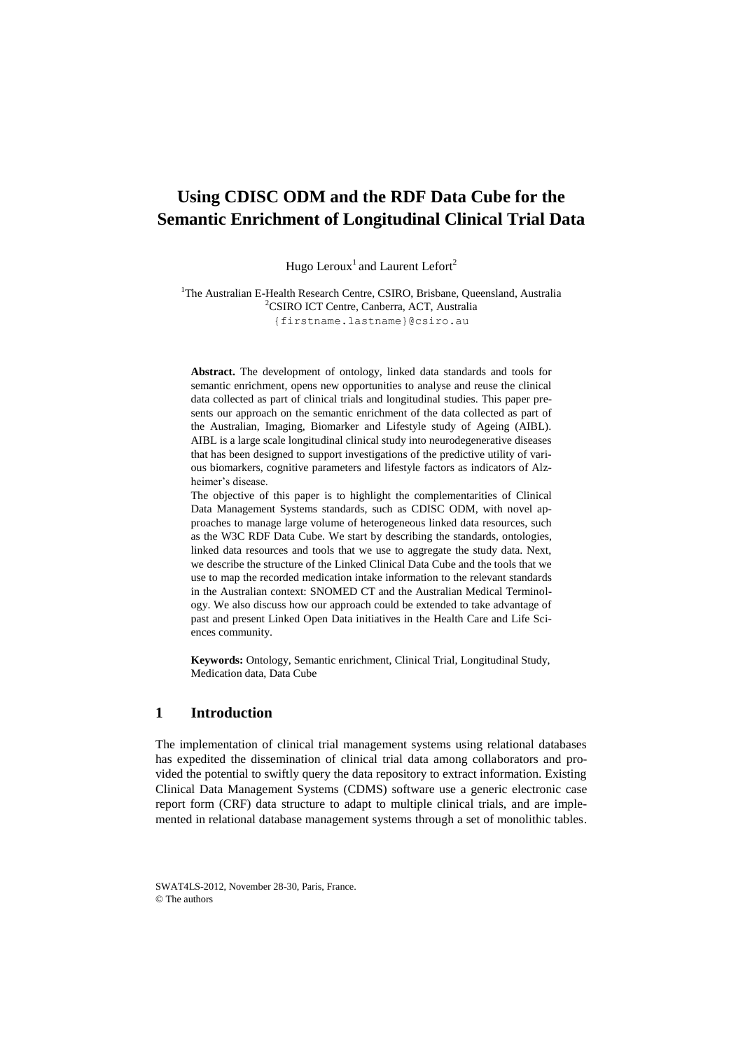# Using CDISC ODM and the RDF Data Cube for the Semantic Enrichment of Longitudinal Clinical Trial Data

Hugo Leroux[1] and Laurent Lefort[2]

[1]The Australian E-Health Research Centre, CSIRO, Brisbane, Queensland, Australia
[2]CSIRO ICT Centre, Canberra, ACT, Australia
{firstname.lastname}@csiro.au

**Abstract.** The development of ontology, linked data standards and tools for semantic enrichment, opens new opportunities to analyse and reuse the clinical data collected as part of clinical trials and longitudinal studies. This paper presents our approach on the semantic enrichment of the data collected as part of the Australian, Imaging, Biomarker and Lifestyle study of Ageing (AIBL). AIBL is a large scale longitudinal clinical study into neurodegenerative diseases that has been designed to support investigations of the predictive utility of various biomarkers, cognitive parameters and lifestyle factors as indicators of Alzheimer's disease.

The objective of this paper is to highlight the complementarities of Clinical Data Management Systems standards, such as CDISC ODM, with novel approaches to manage large volume of heterogeneous linked data resources, such as the W3C RDF Data Cube. We start by describing the standards, ontologies, linked data resources and tools that we use to aggregate the study data. Next, we describe the structure of the Linked Clinical Data Cube and the tools that we use to map the recorded medication intake information to the relevant standards in the Australian context: SNOMED CT and the Australian Medical Terminology. We also discuss how our approach could be extended to take advantage of past and present Linked Open Data initiatives in the Health Care and Life Sciences community.

**Keywords:** Ontology, Semantic enrichment, Clinical Trial, Longitudinal Study, Medication data, Data Cube

## 1 Introduction

The implementation of clinical trial management systems using relational databases has expedited the dissemination of clinical trial data among collaborators and provided the potential to swiftly query the data repository to extract information. Existing Clinical Data Management Systems (CDMS) software use a generic electronic case report form (CRF) data structure to adapt to multiple clinical trials, and are implemented in relational database management systems through a set of monolithic tables.

SWAT4LS-2012, November 28-30, Paris, France.
© The authors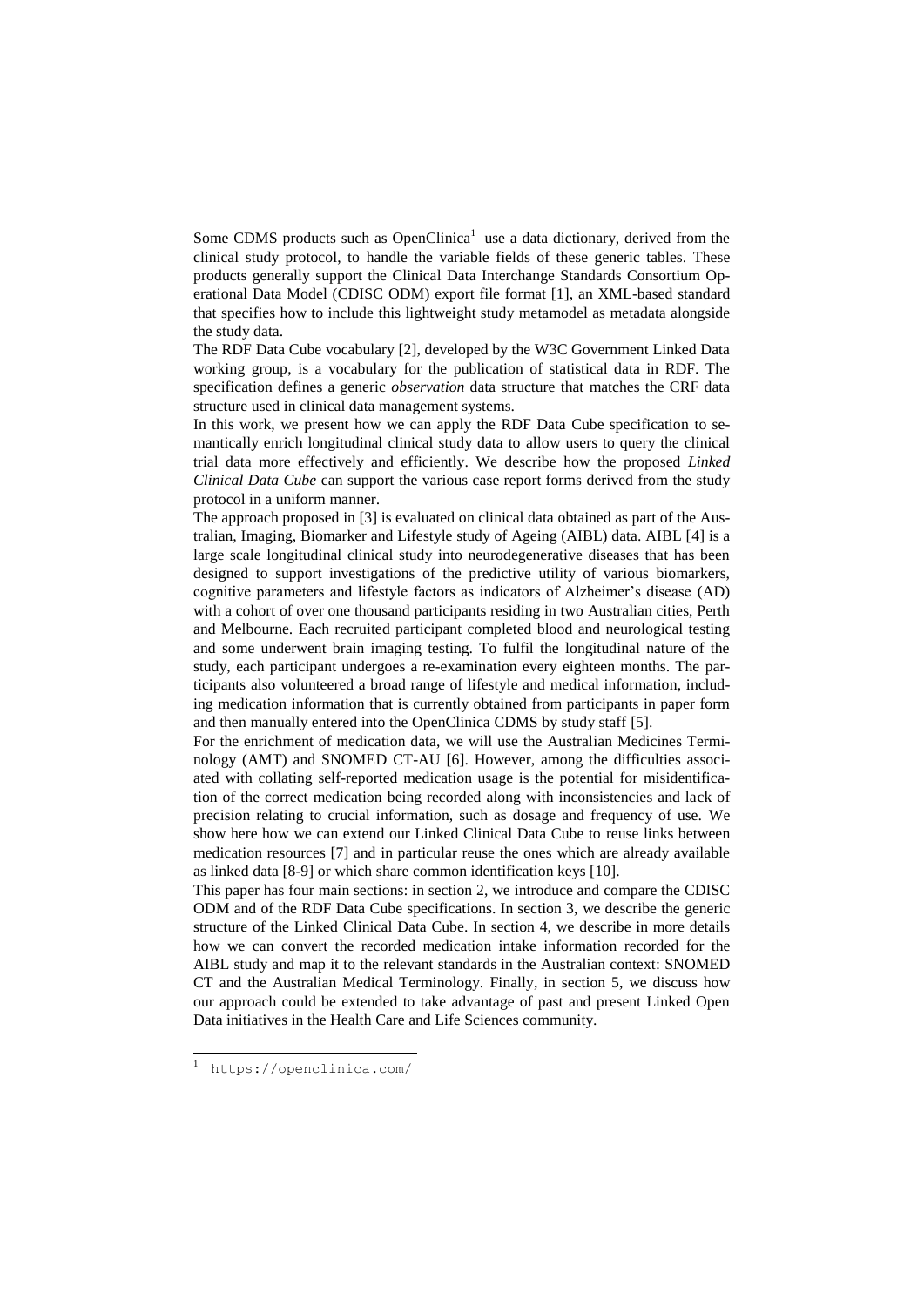Some CDMS products such as OpenClinica[1] use a data dictionary, derived from the clinical study protocol, to handle the variable fields of these generic tables. These products generally support the Clinical Data Interchange Standards Consortium Operational Data Model (CDISC ODM) export file format [1], an XML-based standard that specifies how to include this lightweight study metamodel as metadata alongside the study data.

The RDF Data Cube vocabulary [2], developed by the W3C Government Linked Data working group, is a vocabulary for the publication of statistical data in RDF. The specification defines a generic *observation* data structure that matches the CRF data structure used in clinical data management systems.

In this work, we present how we can apply the RDF Data Cube specification to semantically enrich longitudinal clinical study data to allow users to query the clinical trial data more effectively and efficiently. We describe how the proposed *Linked Clinical Data Cube* can support the various case report forms derived from the study protocol in a uniform manner.

The approach proposed in [3] is evaluated on clinical data obtained as part of the Australian, Imaging, Biomarker and Lifestyle study of Ageing (AIBL) data. AIBL [4] is a large scale longitudinal clinical study into neurodegenerative diseases that has been designed to support investigations of the predictive utility of various biomarkers, cognitive parameters and lifestyle factors as indicators of Alzheimer's disease (AD) with a cohort of over one thousand participants residing in two Australian cities, Perth and Melbourne. Each recruited participant completed blood and neurological testing and some underwent brain imaging testing. To fulfil the longitudinal nature of the study, each participant undergoes a re-examination every eighteen months. The participants also volunteered a broad range of lifestyle and medical information, including medication information that is currently obtained from participants in paper form and then manually entered into the OpenClinica CDMS by study staff [5].

For the enrichment of medication data, we will use the Australian Medicines Terminology (AMT) and SNOMED CT-AU [6]. However, among the difficulties associated with collating self-reported medication usage is the potential for misidentification of the correct medication being recorded along with inconsistencies and lack of precision relating to crucial information, such as dosage and frequency of use. We show here how we can extend our Linked Clinical Data Cube to reuse links between medication resources [7] and in particular reuse the ones which are already available as linked data [8-9] or which share common identification keys [10].

This paper has four main sections: in section 2, we introduce and compare the CDISC ODM and of the RDF Data Cube specifications. In section 3, we describe the generic structure of the Linked Clinical Data Cube. In section 4, we describe in more details how we can convert the recorded medication intake information recorded for the AIBL study and map it to the relevant standards in the Australian context: SNOMED CT and the Australian Medical Terminology. Finally, in section 5, we discuss how our approach could be extended to take advantage of past and present Linked Open Data initiatives in the Health Care and Life Sciences community.

---

[1] https://openclinica.com/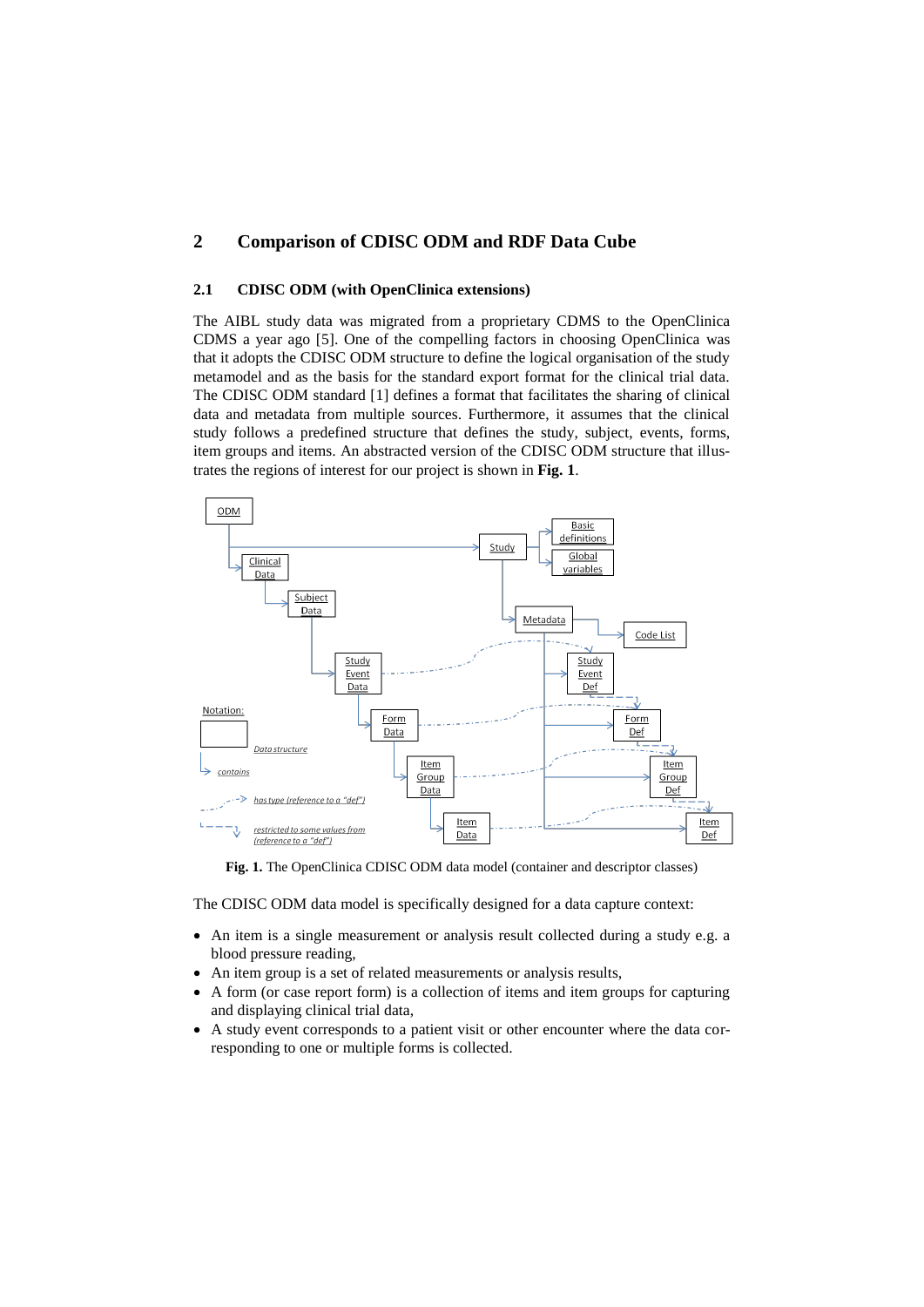## 2 Comparison of CDISC ODM and RDF Data Cube

### 2.1 CDISC ODM (with OpenClinica extensions)

The AIBL study data was migrated from a proprietary CDMS to the OpenClinica CDMS a year ago [5]. One of the compelling factors in choosing OpenClinica was that it adopts the CDISC ODM structure to define the logical organisation of the study metamodel and as the basis for the standard export format for the clinical trial data. The CDISC ODM standard [1] defines a format that facilitates the sharing of clinical data and metadata from multiple sources. Furthermore, it assumes that the clinical study follows a predefined structure that defines the study, subject, events, forms, item groups and items. An abstracted version of the CDISC ODM structure that illustrates the regions of interest for our project is shown in **Fig. 1**.

**Fig. 1.** The OpenClinica CDISC ODM data model (container and descriptor classes)

The CDISC ODM data model is specifically designed for a data capture context:

- An item is a single measurement or analysis result collected during a study e.g. a blood pressure reading,
- An item group is a set of related measurements or analysis results,
- A form (or case report form) is a collection of items and item groups for capturing and displaying clinical trial data,
- A study event corresponds to a patient visit or other encounter where the data corresponding to one or multiple forms is collected.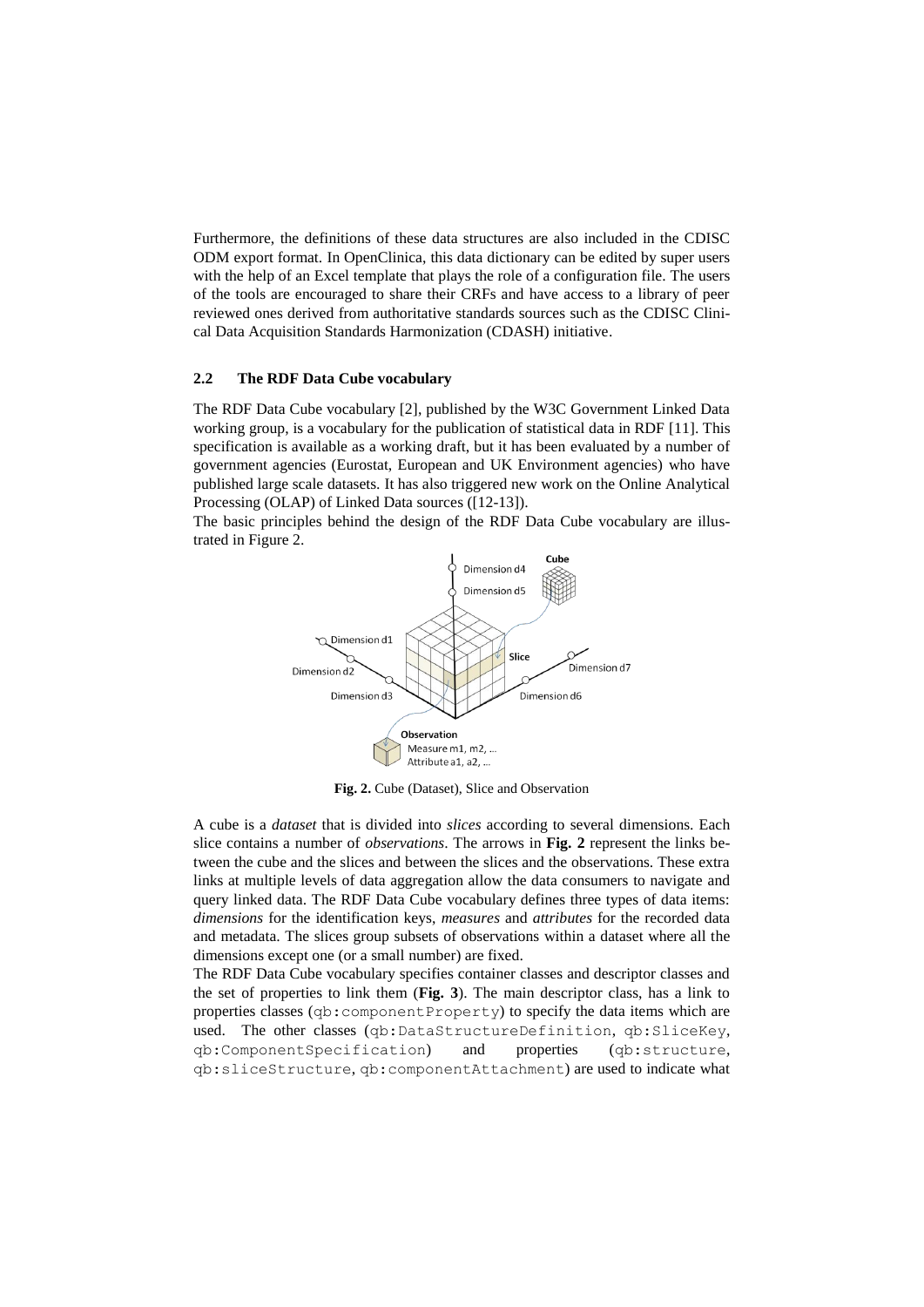Furthermore, the definitions of these data structures are also included in the CDISC ODM export format. In OpenClinica, this data dictionary can be edited by super users with the help of an Excel template that plays the role of a configuration file. The users of the tools are encouraged to share their CRFs and have access to a library of peer reviewed ones derived from authoritative standards sources such as the CDISC Clinical Data Acquisition Standards Harmonization (CDASH) initiative.

### 2.2 The RDF Data Cube vocabulary

The RDF Data Cube vocabulary [2], published by the W3C Government Linked Data working group, is a vocabulary for the publication of statistical data in RDF [11]. This specification is available as a working draft, but it has been evaluated by a number of government agencies (Eurostat, European and UK Environment agencies) who have published large scale datasets. It has also triggered new work on the Online Analytical Processing (OLAP) of Linked Data sources ([12-13]).

The basic principles behind the design of the RDF Data Cube vocabulary are illustrated in Figure 2.

**Fig. 2.** Cube (Dataset), Slice and Observation

A cube is a *dataset* that is divided into *slices* according to several dimensions. Each slice contains a number of *observations*. The arrows in **Fig. 2** represent the links between the cube and the slices and between the slices and the observations. These extra links at multiple levels of data aggregation allow the data consumers to navigate and query linked data. The RDF Data Cube vocabulary defines three types of data items: *dimensions* for the identification keys, *measures* and *attributes* for the recorded data and metadata. The slices group subsets of observations within a dataset where all the dimensions except one (or a small number) are fixed.

The RDF Data Cube vocabulary specifies container classes and descriptor classes and the set of properties to link them (**Fig. 3**). The main descriptor class, has a link to properties classes (`qb:componentProperty`) to specify the data items which are used. The other classes (`qb:DataStructureDefinition`, `qb:SliceKey`, `qb:ComponentSpecification`) and properties (`qb:structure`, `qb:sliceStructure`, `qb:componentAttachment`) are used to indicate what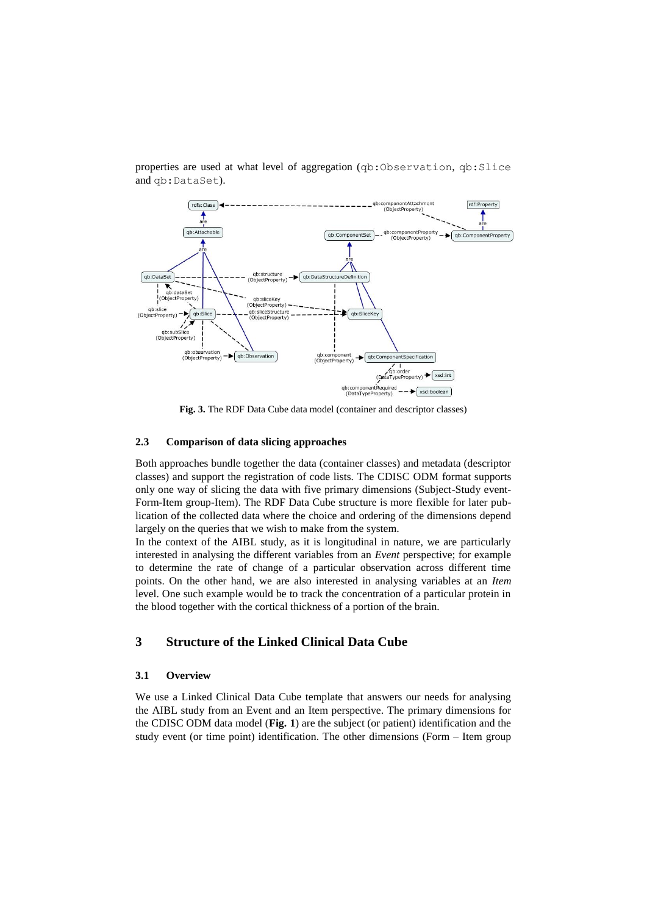properties are used at what level of aggregation (qb:Observation, qb:Slice and qb:DataSet).

**Fig. 3.** The RDF Data Cube data model (container and descriptor classes)

### 2.3 Comparison of data slicing approaches

Both approaches bundle together the data (container classes) and metadata (descriptor classes) and support the registration of code lists. The CDISC ODM format supports only one way of slicing the data with five primary dimensions (Subject-Study event-Form-Item group-Item). The RDF Data Cube structure is more flexible for later publication of the collected data where the choice and ordering of the dimensions depend largely on the queries that we wish to make from the system.

In the context of the AIBL study, as it is longitudinal in nature, we are particularly interested in analysing the different variables from an *Event* perspective; for example to determine the rate of change of a particular observation across different time points. On the other hand, we are also interested in analysing variables at an *Item* level. One such example would be to track the concentration of a particular protein in the blood together with the cortical thickness of a portion of the brain.

## 3 Structure of the Linked Clinical Data Cube

### 3.1 Overview

We use a Linked Clinical Data Cube template that answers our needs for analysing the AIBL study from an Event and an Item perspective. The primary dimensions for the CDISC ODM data model (**Fig. 1**) are the subject (or patient) identification and the study event (or time point) identification. The other dimensions (Form – Item group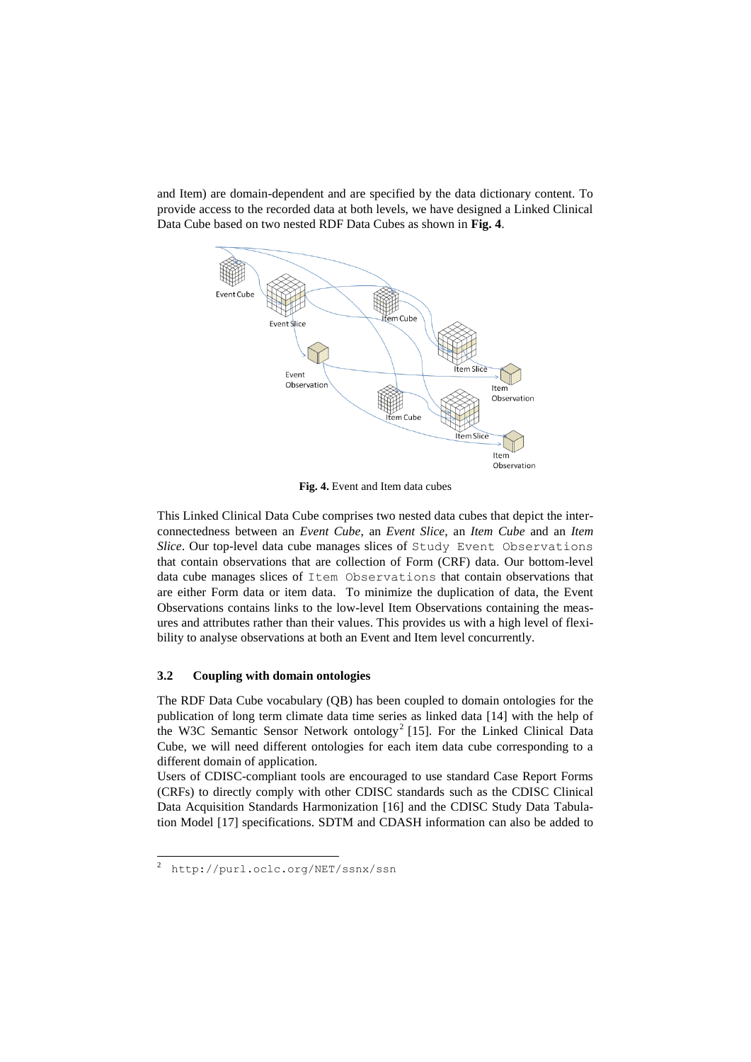and Item) are domain-dependent and are specified by the data dictionary content. To provide access to the recorded data at both levels, we have designed a Linked Clinical Data Cube based on two nested RDF Data Cubes as shown in **Fig. 4**.

**Fig. 4.** Event and Item data cubes

This Linked Clinical Data Cube comprises two nested data cubes that depict the interconnectedness between an *Event Cube*, an *Event Slice*, an *Item Cube* and an *Item Slice*. Our top-level data cube manages slices of `Study Event Observations` that contain observations that are collection of Form (CRF) data. Our bottom-level data cube manages slices of `Item Observations` that contain observations that are either Form data or item data. To minimize the duplication of data, the Event Observations contains links to the low-level Item Observations containing the measures and attributes rather than their values. This provides us with a high level of flexibility to analyse observations at both an Event and Item level concurrently.

### 3.2 Coupling with domain ontologies

The RDF Data Cube vocabulary (QB) has been coupled to domain ontologies for the publication of long term climate data time series as linked data [14] with the help of the W3C Semantic Sensor Network ontology[2] [15]. For the Linked Clinical Data Cube, we will need different ontologies for each item data cube corresponding to a different domain of application.

Users of CDISC-compliant tools are encouraged to use standard Case Report Forms (CRFs) to directly comply with other CDISC standards such as the CDISC Clinical Data Acquisition Standards Harmonization [16] and the CDISC Study Data Tabulation Model [17] specifications. SDTM and CDASH information can also be added to

[2] http://purl.oclc.org/NET/ssnx/ssn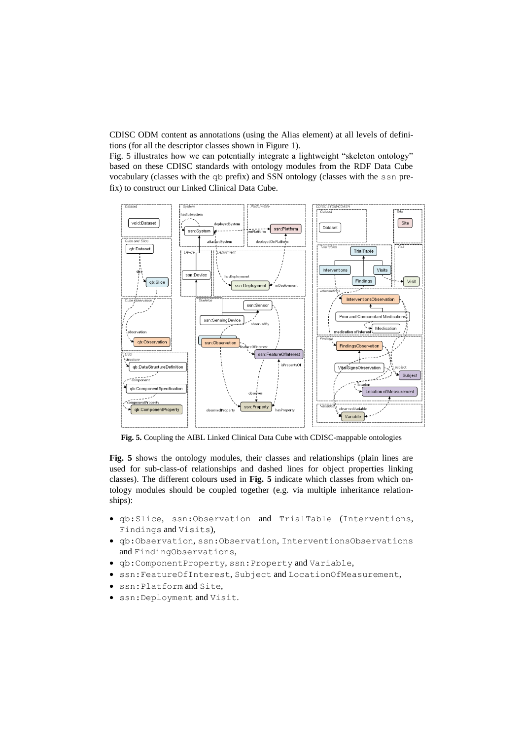CDISC ODM content as annotations (using the Alias element) at all levels of definitions (for all the descriptor classes shown in Figure 1).

Fig. 5 illustrates how we can potentially integrate a lightweight "skeleton ontology" based on these CDISC standards with ontology modules from the RDF Data Cube vocabulary (classes with the `qb` prefix) and SSN ontology (classes with the `ssn` prefix) to construct our Linked Clinical Data Cube.

**Fig. 5.** Coupling the AIBL Linked Clinical Data Cube with CDISC-mappable ontologies

**Fig. 5** shows the ontology modules, their classes and relationships (plain lines are used for sub-class-of relationships and dashed lines for object properties linking classes). The different colours used in **Fig. 5** indicate which classes from which ontology modules should be coupled together (e.g. via multiple inheritance relationships):

- `qb:Slice`, `ssn:Observation` and `TrialTable` (`Interventions`, `Findings` and `Visits`),
- `qb:Observation`, `ssn:Observation`, `InterventionsObservations` and `FindingObservations`,
- `qb:ComponentProperty`, `ssn:Property` and `Variable`,
- `ssn:FeatureOfInterest`, `Subject` and `LocationOfMeasurement`,
- `ssn:Platform` and `Site`,
- `ssn:Deployment` and `Visit`.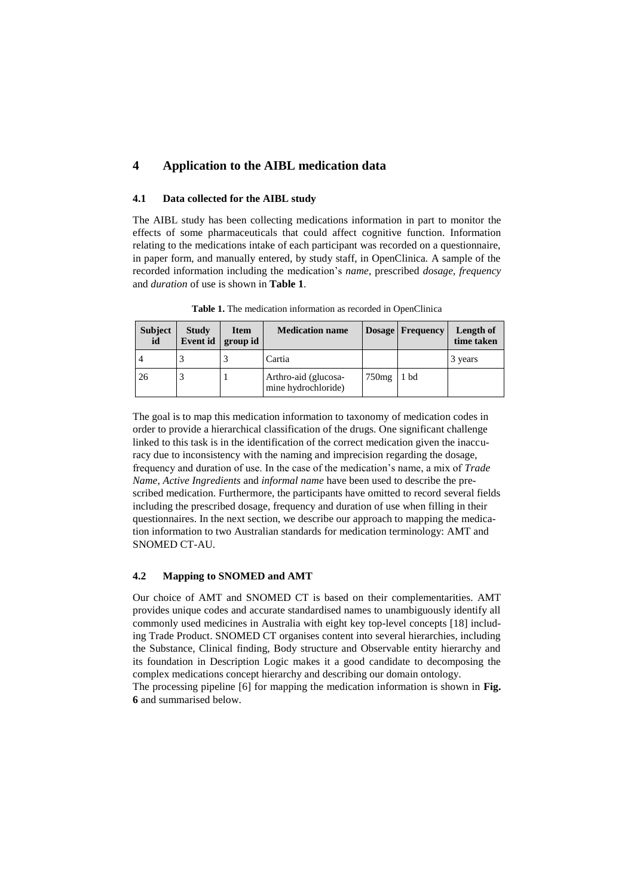## 4 Application to the AIBL medication data

### 4.1 Data collected for the AIBL study

The AIBL study has been collecting medications information in part to monitor the effects of some pharmaceuticals that could affect cognitive function. Information relating to the medications intake of each participant was recorded on a questionnaire, in paper form, and manually entered, by study staff, in OpenClinica. A sample of the recorded information including the medication's *name*, prescribed *dosage*, *frequency* and *duration* of use is shown in **Table 1**.

**Table 1.** The medication information as recorded in OpenClinica

| Subject id | Study Event id | Item group id | Medication name | Dosage | Frequency | Length of time taken |
|---|---|---|---|---|---|---|
| 4 | 3 | 3 | Cartia | | | 3 years |
| 26 | 3 | 1 | Arthro-aid (glucosamine hydrochloride) | 750mg | 1 bd | |

The goal is to map this medication information to taxonomy of medication codes in order to provide a hierarchical classification of the drugs. One significant challenge linked to this task is in the identification of the correct medication given the inaccuracy due to inconsistency with the naming and imprecision regarding the dosage, frequency and duration of use. In the case of the medication's name, a mix of *Trade Name*, *Active Ingredients* and *informal name* have been used to describe the prescribed medication. Furthermore, the participants have omitted to record several fields including the prescribed dosage, frequency and duration of use when filling in their questionnaires. In the next section, we describe our approach to mapping the medication information to two Australian standards for medication terminology: AMT and SNOMED CT-AU.

### 4.2 Mapping to SNOMED and AMT

Our choice of AMT and SNOMED CT is based on their complementarities. AMT provides unique codes and accurate standardised names to unambiguously identify all commonly used medicines in Australia with eight key top-level concepts [18] including Trade Product. SNOMED CT organises content into several hierarchies, including the Substance, Clinical finding, Body structure and Observable entity hierarchy and its foundation in Description Logic makes it a good candidate to decomposing the complex medications concept hierarchy and describing our domain ontology.

The processing pipeline [6] for mapping the medication information is shown in **Fig. 6** and summarised below.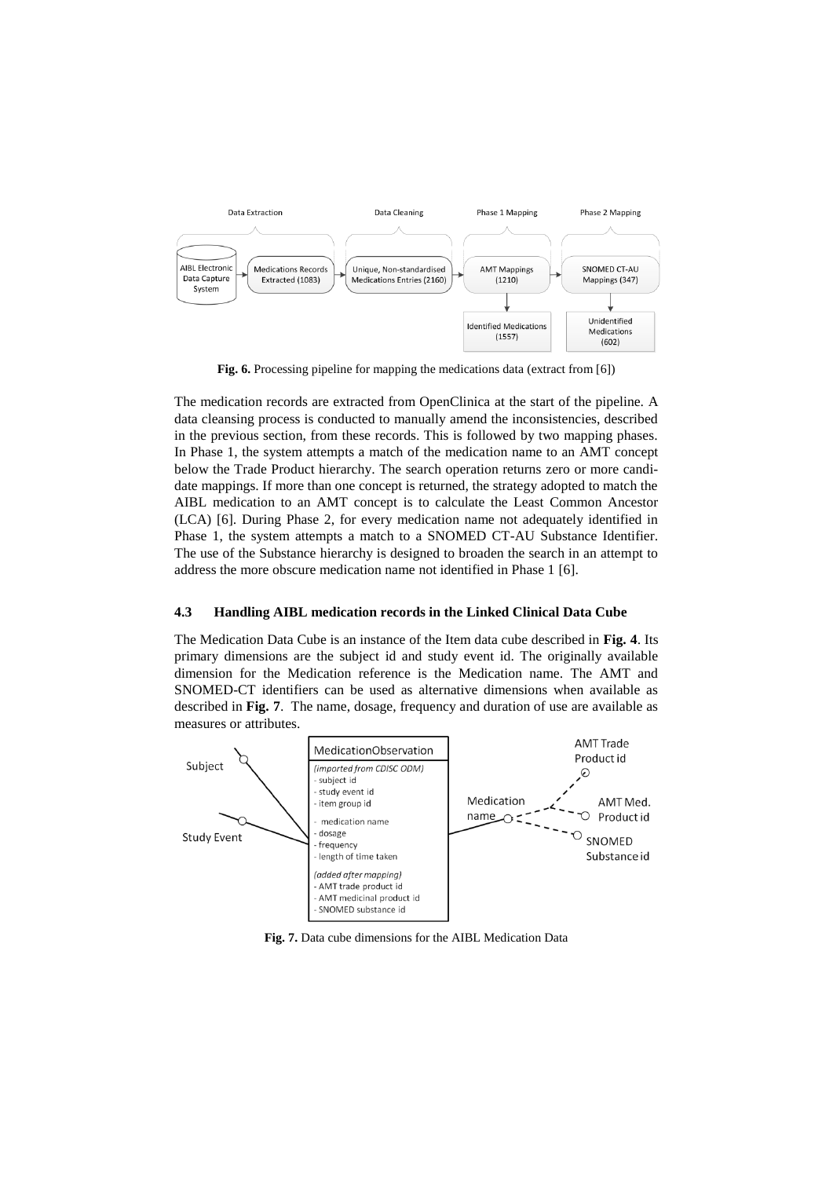**Fig. 6.** Processing pipeline for mapping the medications data (extract from [6])

The medication records are extracted from OpenClinica at the start of the pipeline. A data cleansing process is conducted to manually amend the inconsistencies, described in the previous section, from these records. This is followed by two mapping phases. In Phase 1, the system attempts a match of the medication name to an AMT concept below the Trade Product hierarchy. The search operation returns zero or more candidate mappings. If more than one concept is returned, the strategy adopted to match the AIBL medication to an AMT concept is to calculate the Least Common Ancestor (LCA) [6]. During Phase 2, for every medication name not adequately identified in Phase 1, the system attempts a match to a SNOMED CT-AU Substance Identifier. The use of the Substance hierarchy is designed to broaden the search in an attempt to address the more obscure medication name not identified in Phase 1 [6].

### 4.3 Handling AIBL medication records in the Linked Clinical Data Cube

The Medication Data Cube is an instance of the Item data cube described in **Fig. 4**. Its primary dimensions are the subject id and study event id. The originally available dimension for the Medication reference is the Medication name. The AMT and SNOMED-CT identifiers can be used as alternative dimensions when available as described in **Fig. 7**. The name, dosage, frequency and duration of use are available as measures or attributes.

**Fig. 7.** Data cube dimensions for the AIBL Medication Data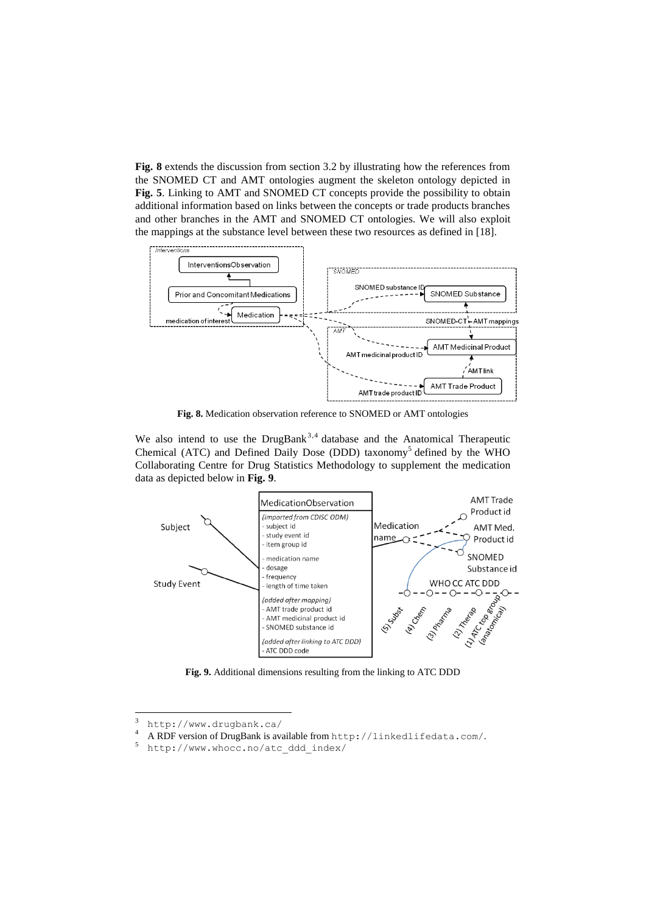**Fig. 8** extends the discussion from section 3.2 by illustrating how the references from the SNOMED CT and AMT ontologies augment the skeleton ontology depicted in **Fig. 5**. Linking to AMT and SNOMED CT concepts provide the possibility to obtain additional information based on links between the concepts or trade products branches and other branches in the AMT and SNOMED CT ontologies. We will also exploit the mappings at the substance level between these two resources as defined in [18].

**Fig. 8.** Medication observation reference to SNOMED or AMT ontologies

We also intend to use the DrugBank[3,4] database and the Anatomical Therapeutic Chemical (ATC) and Defined Daily Dose (DDD) taxonomy[5] defined by the WHO Collaborating Centre for Drug Statistics Methodology to supplement the medication data as depicted below in **Fig. 9**.

**Fig. 9.** Additional dimensions resulting from the linking to ATC DDD

---

[3] http://www.drugbank.ca/

[4] A RDF version of DrugBank is available from http://linkedlifedata.com/.

[5] http://www.whocc.no/atc_ddd_index/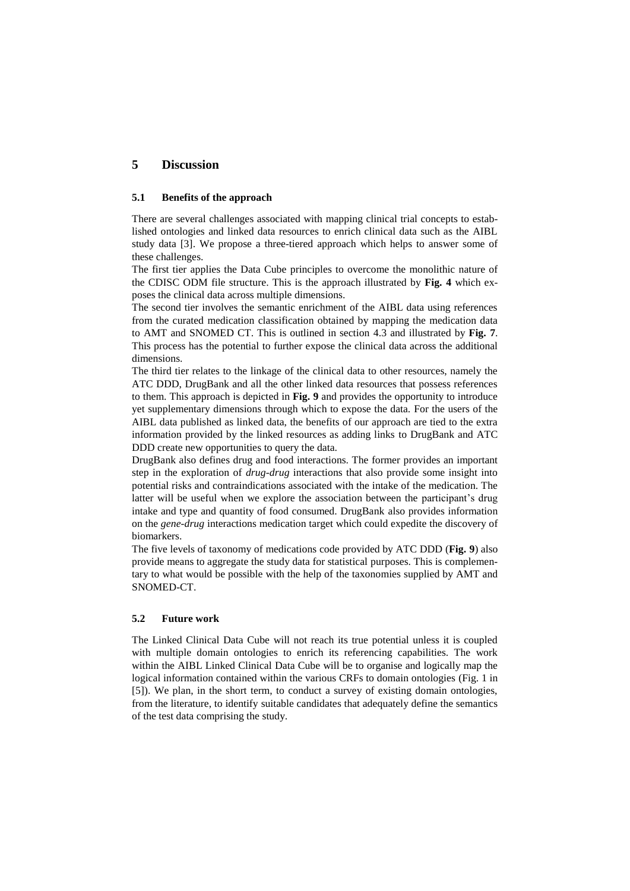# 5 Discussion

## 5.1 Benefits of the approach

There are several challenges associated with mapping clinical trial concepts to established ontologies and linked data resources to enrich clinical data such as the AIBL study data [3]. We propose a three-tiered approach which helps to answer some of these challenges.

The first tier applies the Data Cube principles to overcome the monolithic nature of the CDISC ODM file structure. This is the approach illustrated by **Fig. 4** which exposes the clinical data across multiple dimensions.

The second tier involves the semantic enrichment of the AIBL data using references from the curated medication classification obtained by mapping the medication data to AMT and SNOMED CT. This is outlined in section 4.3 and illustrated by **Fig. 7**. This process has the potential to further expose the clinical data across the additional dimensions.

The third tier relates to the linkage of the clinical data to other resources, namely the ATC DDD, DrugBank and all the other linked data resources that possess references to them. This approach is depicted in **Fig. 9** and provides the opportunity to introduce yet supplementary dimensions through which to expose the data. For the users of the AIBL data published as linked data, the benefits of our approach are tied to the extra information provided by the linked resources as adding links to DrugBank and ATC DDD create new opportunities to query the data.

DrugBank also defines drug and food interactions. The former provides an important step in the exploration of *drug-drug* interactions that also provide some insight into potential risks and contraindications associated with the intake of the medication. The latter will be useful when we explore the association between the participant's drug intake and type and quantity of food consumed. DrugBank also provides information on the *gene-drug* interactions medication target which could expedite the discovery of biomarkers.

The five levels of taxonomy of medications code provided by ATC DDD (**Fig. 9**) also provide means to aggregate the study data for statistical purposes. This is complementary to what would be possible with the help of the taxonomies supplied by AMT and SNOMED-CT.

## 5.2 Future work

The Linked Clinical Data Cube will not reach its true potential unless it is coupled with multiple domain ontologies to enrich its referencing capabilities. The work within the AIBL Linked Clinical Data Cube will be to organise and logically map the logical information contained within the various CRFs to domain ontologies (Fig. 1 in [5]). We plan, in the short term, to conduct a survey of existing domain ontologies, from the literature, to identify suitable candidates that adequately define the semantics of the test data comprising the study.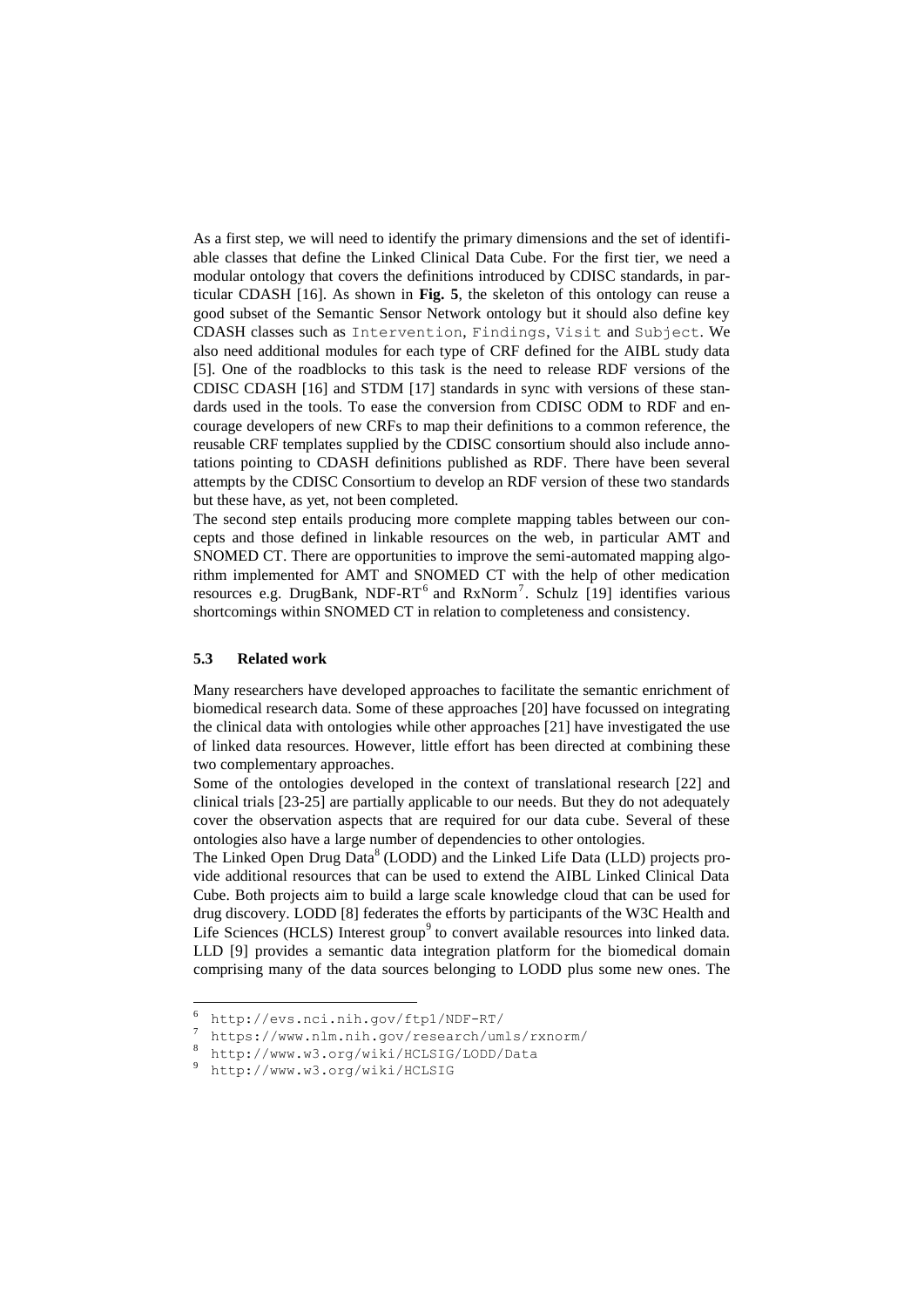As a first step, we will need to identify the primary dimensions and the set of identifiable classes that define the Linked Clinical Data Cube. For the first tier, we need a modular ontology that covers the definitions introduced by CDISC standards, in particular CDASH [16]. As shown in **Fig. 5**, the skeleton of this ontology can reuse a good subset of the Semantic Sensor Network ontology but it should also define key CDASH classes such as `Intervention`, `Findings`, `Visit` and `Subject`. We also need additional modules for each type of CRF defined for the AIBL study data [5]. One of the roadblocks to this task is the need to release RDF versions of the CDISC CDASH [16] and STDM [17] standards in sync with versions of these standards used in the tools. To ease the conversion from CDISC ODM to RDF and encourage developers of new CRFs to map their definitions to a common reference, the reusable CRF templates supplied by the CDISC consortium should also include annotations pointing to CDASH definitions published as RDF. There have been several attempts by the CDISC Consortium to develop an RDF version of these two standards but these have, as yet, not been completed.

The second step entails producing more complete mapping tables between our concepts and those defined in linkable resources on the web, in particular AMT and SNOMED CT. There are opportunities to improve the semi-automated mapping algorithm implemented for AMT and SNOMED CT with the help of other medication resources e.g. DrugBank, NDF-RT[6] and RxNorm[7]. Schulz [19] identifies various shortcomings within SNOMED CT in relation to completeness and consistency.

### 5.3 Related work

Many researchers have developed approaches to facilitate the semantic enrichment of biomedical research data. Some of these approaches [20] have focussed on integrating the clinical data with ontologies while other approaches [21] have investigated the use of linked data resources. However, little effort has been directed at combining these two complementary approaches.

Some of the ontologies developed in the context of translational research [22] and clinical trials [23-25] are partially applicable to our needs. But they do not adequately cover the observation aspects that are required for our data cube. Several of these ontologies also have a large number of dependencies to other ontologies.

The Linked Open Drug Data[8] (LODD) and the Linked Life Data (LLD) projects provide additional resources that can be used to extend the AIBL Linked Clinical Data Cube. Both projects aim to build a large scale knowledge cloud that can be used for drug discovery. LODD [8] federates the efforts by participants of the W3C Health and Life Sciences (HCLS) Interest group[9] to convert available resources into linked data. LLD [9] provides a semantic data integration platform for the biomedical domain comprising many of the data sources belonging to LODD plus some new ones. The

---

[6] http://evs.nci.nih.gov/ftp1/NDF-RT/

[7] https://www.nlm.nih.gov/research/umls/rxnorm/

[8] http://www.w3.org/wiki/HCLSIG/LODD/Data

[9] http://www.w3.org/wiki/HCLSIG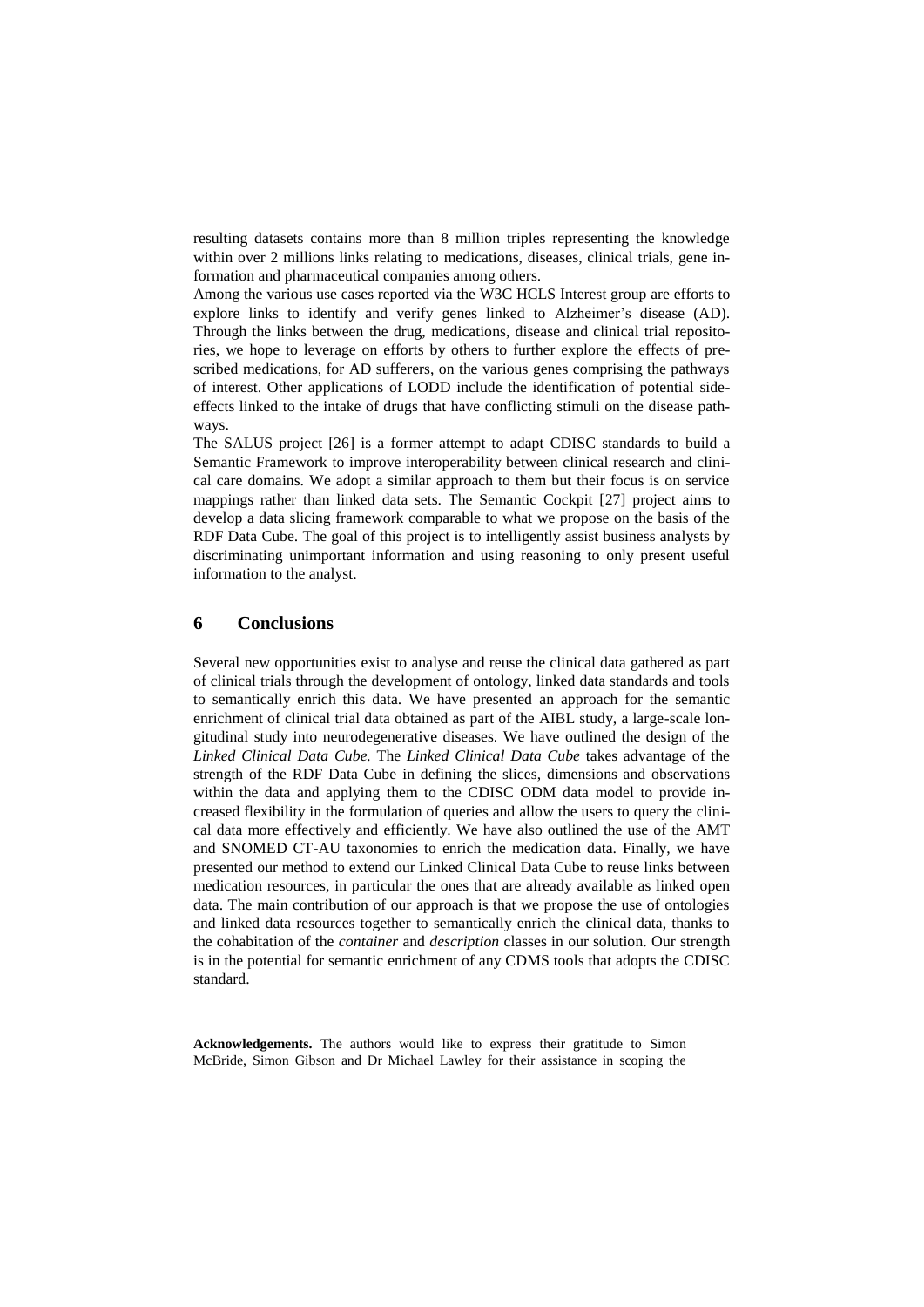resulting datasets contains more than 8 million triples representing the knowledge within over 2 millions links relating to medications, diseases, clinical trials, gene information and pharmaceutical companies among others.

Among the various use cases reported via the W3C HCLS Interest group are efforts to explore links to identify and verify genes linked to Alzheimer's disease (AD). Through the links between the drug, medications, disease and clinical trial repositories, we hope to leverage on efforts by others to further explore the effects of prescribed medications, for AD sufferers, on the various genes comprising the pathways of interest. Other applications of LODD include the identification of potential side-effects linked to the intake of drugs that have conflicting stimuli on the disease pathways.

The SALUS project [26] is a former attempt to adapt CDISC standards to build a Semantic Framework to improve interoperability between clinical research and clinical care domains. We adopt a similar approach to them but their focus is on service mappings rather than linked data sets. The Semantic Cockpit [27] project aims to develop a data slicing framework comparable to what we propose on the basis of the RDF Data Cube. The goal of this project is to intelligently assist business analysts by discriminating unimportant information and using reasoning to only present useful information to the analyst.

## 6 Conclusions

Several new opportunities exist to analyse and reuse the clinical data gathered as part of clinical trials through the development of ontology, linked data standards and tools to semantically enrich this data. We have presented an approach for the semantic enrichment of clinical trial data obtained as part of the AIBL study, a large-scale longitudinal study into neurodegenerative diseases. We have outlined the design of the *Linked Clinical Data Cube.* The *Linked Clinical Data Cube* takes advantage of the strength of the RDF Data Cube in defining the slices, dimensions and observations within the data and applying them to the CDISC ODM data model to provide increased flexibility in the formulation of queries and allow the users to query the clinical data more effectively and efficiently. We have also outlined the use of the AMT and SNOMED CT-AU taxonomies to enrich the medication data. Finally, we have presented our method to extend our Linked Clinical Data Cube to reuse links between medication resources, in particular the ones that are already available as linked open data. The main contribution of our approach is that we propose the use of ontologies and linked data resources together to semantically enrich the clinical data, thanks to the cohabitation of the *container* and *description* classes in our solution. Our strength is in the potential for semantic enrichment of any CDMS tools that adopts the CDISC standard.

**Acknowledgements.** The authors would like to express their gratitude to Simon McBride, Simon Gibson and Dr Michael Lawley for their assistance in scoping the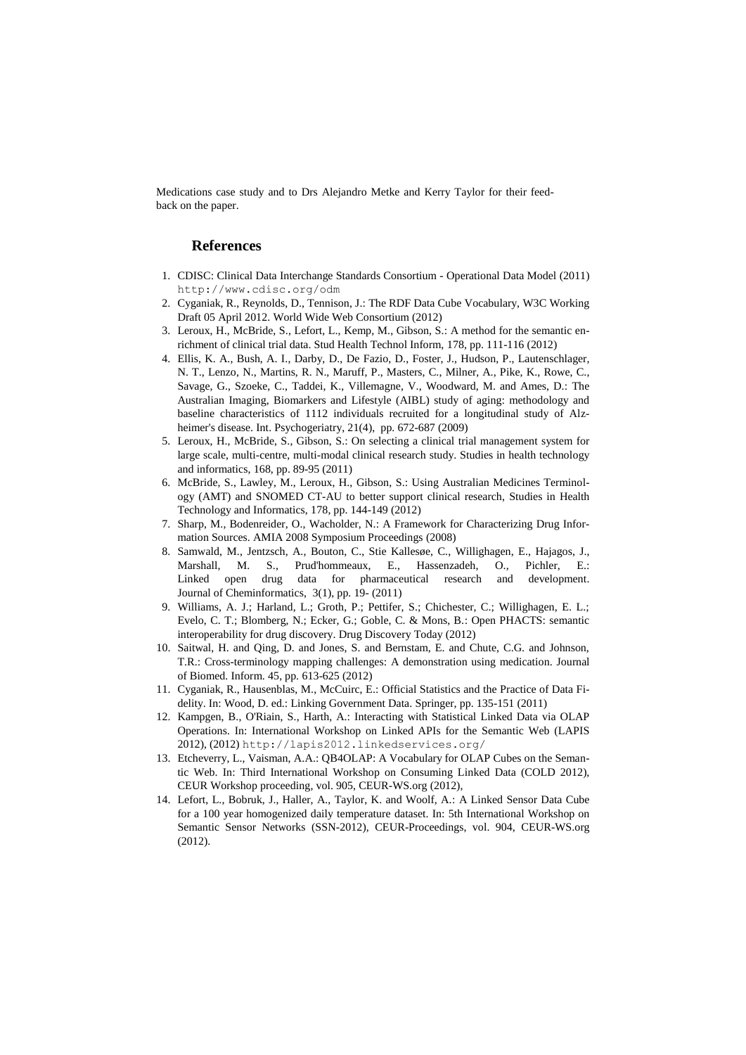Medications case study and to Drs Alejandro Metke and Kerry Taylor for their feedback on the paper.

## References

1. CDISC: Clinical Data Interchange Standards Consortium - Operational Data Model (2011) http://www.cdisc.org/odm
2. Cyganiak, R., Reynolds, D., Tennison, J.: The RDF Data Cube Vocabulary, W3C Working Draft 05 April 2012. World Wide Web Consortium (2012)
3. Leroux, H., McBride, S., Lefort, L., Kemp, M., Gibson, S.: A method for the semantic enrichment of clinical trial data. Stud Health Technol Inform, 178, pp. 111-116 (2012)
4. Ellis, K. A., Bush, A. I., Darby, D., De Fazio, D., Foster, J., Hudson, P., Lautenschlager, N. T., Lenzo, N., Martins, R. N., Maruff, P., Masters, C., Milner, A., Pike, K., Rowe, C., Savage, G., Szoeke, C., Taddei, K., Villemagne, V., Woodward, M. and Ames, D.: The Australian Imaging, Biomarkers and Lifestyle (AIBL) study of aging: methodology and baseline characteristics of 1112 individuals recruited for a longitudinal study of Alzheimer's disease. Int. Psychogeriatry, 21(4), pp. 672-687 (2009)
5. Leroux, H., McBride, S., Gibson, S.: On selecting a clinical trial management system for large scale, multi-centre, multi-modal clinical research study. Studies in health technology and informatics, 168, pp. 89-95 (2011)
6. McBride, S., Lawley, M., Leroux, H., Gibson, S.: Using Australian Medicines Terminology (AMT) and SNOMED CT-AU to better support clinical research, Studies in Health Technology and Informatics, 178, pp. 144-149 (2012)
7. Sharp, M., Bodenreider, O., Wacholder, N.: A Framework for Characterizing Drug Information Sources. AMIA 2008 Symposium Proceedings (2008)
8. Samwald, M., Jentzsch, A., Bouton, C., Stie Kallesøe, C., Willighagen, E., Hajagos, J., Marshall, M. S., Prud'hommeaux, E., Hassenzadeh, O., Pichler, E.: Linked open drug data for pharmaceutical research and development. Journal of Cheminformatics, 3(1), pp. 19- (2011)
9. Williams, A. J.; Harland, L.; Groth, P.; Pettifer, S.; Chichester, C.; Willighagen, E. L.; Evelo, C. T.; Blomberg, N.; Ecker, G.; Goble, C. & Mons, B.: Open PHACTS: semantic interoperability for drug discovery. Drug Discovery Today (2012)
10. Saitwal, H. and Qing, D. and Jones, S. and Bernstam, E. and Chute, C.G. and Johnson, T.R.: Cross-terminology mapping challenges: A demonstration using medication. Journal of Biomed. Inform. 45, pp. 613-625 (2012)
11. Cyganiak, R., Hausenblas, M., McCuirc, E.: Official Statistics and the Practice of Data Fidelity. In: Wood, D. ed.: Linking Government Data. Springer, pp. 135-151 (2011)
12. Kampgen, B., O'Riain, S., Harth, A.: Interacting with Statistical Linked Data via OLAP Operations. In: International Workshop on Linked APIs for the Semantic Web (LAPIS 2012), (2012) http://lapis2012.linkedservices.org/
13. Etcheverry, L., Vaisman, A.A.: QB4OLAP: A Vocabulary for OLAP Cubes on the Semantic Web. In: Third International Workshop on Consuming Linked Data (COLD 2012), CEUR Workshop proceeding, vol. 905, CEUR-WS.org (2012),
14. Lefort, L., Bobruk, J., Haller, A., Taylor, K. and Woolf, A.: A Linked Sensor Data Cube for a 100 year homogenized daily temperature dataset. In: 5th International Workshop on Semantic Sensor Networks (SSN-2012), CEUR-Proceedings, vol. 904, CEUR-WS.org (2012).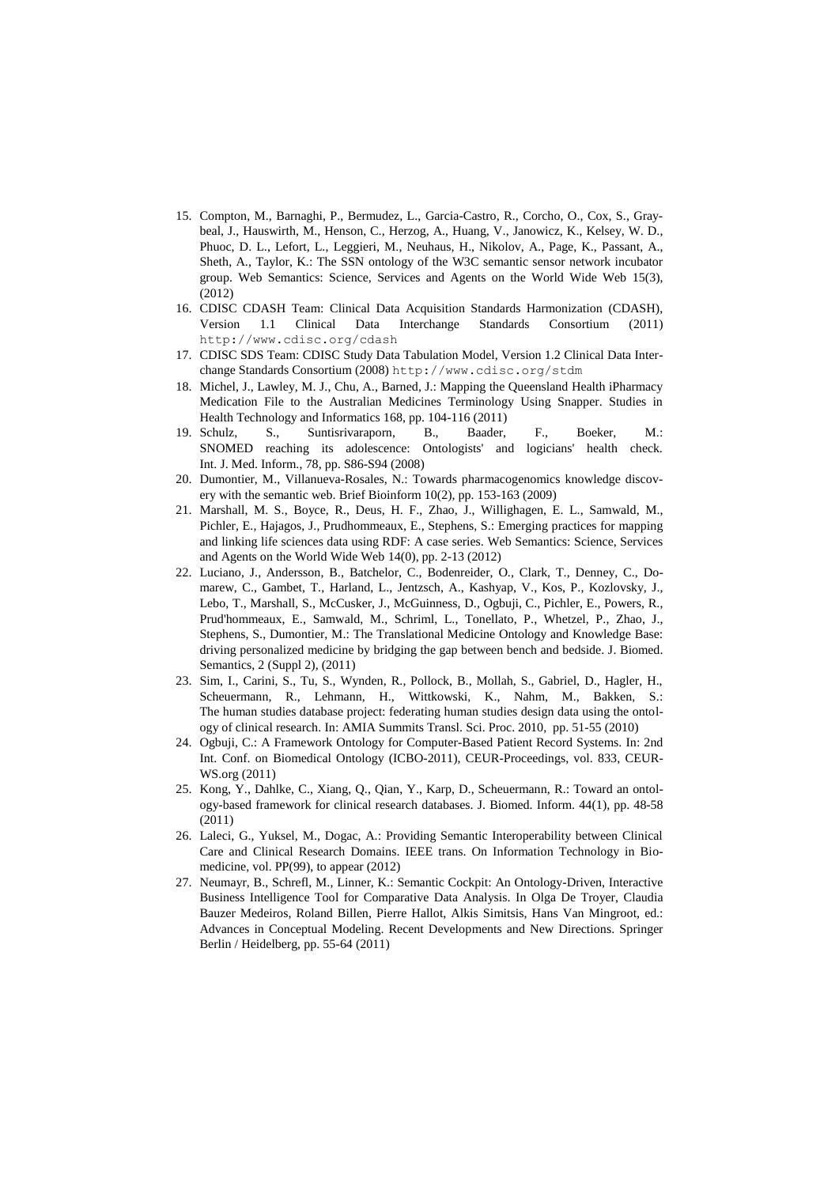15. Compton, M., Barnaghi, P., Bermudez, L., Garcia-Castro, R., Corcho, O., Cox, S., Graybeal, J., Hauswirth, M., Henson, C., Herzog, A., Huang, V., Janowicz, K., Kelsey, W. D., Phuoc, D. L., Lefort, L., Leggieri, M., Neuhaus, H., Nikolov, A., Page, K., Passant, A., Sheth, A., Taylor, K.: The SSN ontology of the W3C semantic sensor network incubator group. Web Semantics: Science, Services and Agents on the World Wide Web 15(3), (2012)
16. CDISC CDASH Team: Clinical Data Acquisition Standards Harmonization (CDASH), Version 1.1 Clinical Data Interchange Standards Consortium (2011) `http://www.cdisc.org/cdash`
17. CDISC SDS Team: CDISC Study Data Tabulation Model, Version 1.2 Clinical Data Interchange Standards Consortium (2008) `http://www.cdisc.org/stdm`
18. Michel, J., Lawley, M. J., Chu, A., Barned, J.: Mapping the Queensland Health iPharmacy Medication File to the Australian Medicines Terminology Using Snapper. Studies in Health Technology and Informatics 168, pp. 104-116 (2011)
19. Schulz, S., Suntisrivaraporn, B., Baader, F., Boeker, M.: SNOMED reaching its adolescence: Ontologists' and logicians' health check. Int. J. Med. Inform., 78, pp. S86-S94 (2008)
20. Dumontier, M., Villanueva-Rosales, N.: Towards pharmacogenomics knowledge discovery with the semantic web. Brief Bioinform 10(2), pp. 153-163 (2009)
21. Marshall, M. S., Boyce, R., Deus, H. F., Zhao, J., Willighagen, E. L., Samwald, M., Pichler, E., Hajagos, J., Prudhommeaux, E., Stephens, S.: Emerging practices for mapping and linking life sciences data using RDF: A case series. Web Semantics: Science, Services and Agents on the World Wide Web 14(0), pp. 2-13 (2012)
22. Luciano, J., Andersson, B., Batchelor, C., Bodenreider, O., Clark, T., Denney, C., Domarew, C., Gambet, T., Harland, L., Jentzsch, A., Kashyap, V., Kos, P., Kozlovsky, J., Lebo, T., Marshall, S., McCusker, J., McGuinness, D., Ogbuji, C., Pichler, E., Powers, R., Prud'hommeaux, E., Samwald, M., Schriml, L., Tonellato, P., Whetzel, P., Zhao, J., Stephens, S., Dumontier, M.: The Translational Medicine Ontology and Knowledge Base: driving personalized medicine by bridging the gap between bench and bedside. J. Biomed. Semantics, 2 (Suppl 2), (2011)
23. Sim, I., Carini, S., Tu, S., Wynden, R., Pollock, B., Mollah, S., Gabriel, D., Hagler, H., Scheuermann, R., Lehmann, H., Wittkowski, K., Nahm, M., Bakken, S.: The human studies database project: federating human studies design data using the ontology of clinical research. In: AMIA Summits Transl. Sci. Proc. 2010, pp. 51-55 (2010)
24. Ogbuji, C.: A Framework Ontology for Computer-Based Patient Record Systems. In: 2nd Int. Conf. on Biomedical Ontology (ICBO-2011), CEUR-Proceedings, vol. 833, CEUR-WS.org (2011)
25. Kong, Y., Dahlke, C., Xiang, Q., Qian, Y., Karp, D., Scheuermann, R.: Toward an ontology-based framework for clinical research databases. J. Biomed. Inform. 44(1), pp. 48-58 (2011)
26. Laleci, G., Yuksel, M., Dogac, A.: Providing Semantic Interoperability between Clinical Care and Clinical Research Domains. IEEE trans. On Information Technology in Biomedicine, vol. PP(99), to appear (2012)
27. Neumayr, B., Schrefl, M., Linner, K.: Semantic Cockpit: An Ontology-Driven, Interactive Business Intelligence Tool for Comparative Data Analysis. In Olga De Troyer, Claudia Bauzer Medeiros, Roland Billen, Pierre Hallot, Alkis Simitsis, Hans Van Mingroot, ed.: Advances in Conceptual Modeling. Recent Developments and New Directions. Springer Berlin / Heidelberg, pp. 55-64 (2011)